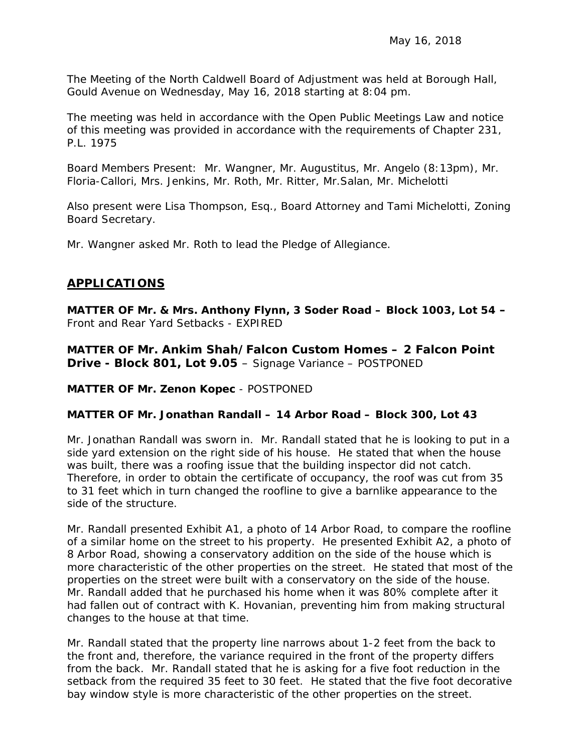May 16, 2018

The Meeting of the North Caldwell Board of Adjustment was held at Borough Hall, Gould Avenue on Wednesday, May 16, 2018 starting at 8:04 pm.

The meeting was held in accordance with the Open Public Meetings Law and notice of this meeting was provided in accordance with the requirements of Chapter 231, P.L. 1975

Board Members Present: Mr. Wangner, Mr. Augustitus, Mr. Angelo (8:13pm), Mr. Floria-Callori, Mrs. Jenkins, Mr. Roth, Mr. Ritter, Mr.Salan, Mr. Michelotti

Also present were Lisa Thompson, Esq., Board Attorney and Tami Michelotti, Zoning Board Secretary.

Mr. Wangner asked Mr. Roth to lead the Pledge of Allegiance.

## APPLICATIONS

**MATTER OF Mr. & Mrs. Anthony Flynn, 3 Soder Road – Block 1003, Lot 54 –** Front and Rear Yard Setbacks - EXPIRED

**MATTER OF Mr. Ankim Shah/Falcon Custom Homes – 2 Falcon Point Drive - Block 801, Lot 9.05** – Signage Variance – POSTPONED

**MATTER OF Mr. Zenon Kopec** - POSTPONED

**MATTER OF Mr. Jonathan Randall – 14 Arbor Road – Block 300, Lot 43**

Mr. Jonathan Randall was sworn in. Mr. Randall stated that he is looking to put in a side yard extension on the right side of his house. He stated that when the house was built, there was a roofing issue that the building inspector did not catch. Therefore, in order to obtain the certificate of occupancy, the roof was cut from 35 to 31 feet which in turn changed the roofline to give a barnlike appearance to the side of the structure.

Mr. Randall presented Exhibit A1, a photo of 14 Arbor Road, to compare the roofline of a similar home on the street to his property. He presented Exhibit A2, a photo of 8 Arbor Road, showing a conservatory addition on the side of the house which is more characteristic of the other properties on the street. He stated that most of the properties on the street were built with a conservatory on the side of the house. Mr. Randall added that he purchased his home when it was 80% complete after it had fallen out of contract with K. Hovanian, preventing him from making structural changes to the house at that time.

Mr. Randall stated that the property line narrows about 1-2 feet from the back to the front and, therefore, the variance required in the front of the property differs from the back. Mr. Randall stated that he is asking for a five foot reduction in the setback from the required 35 feet to 30 feet. He stated that the five foot decorative bay window style is more characteristic of the other properties on the street.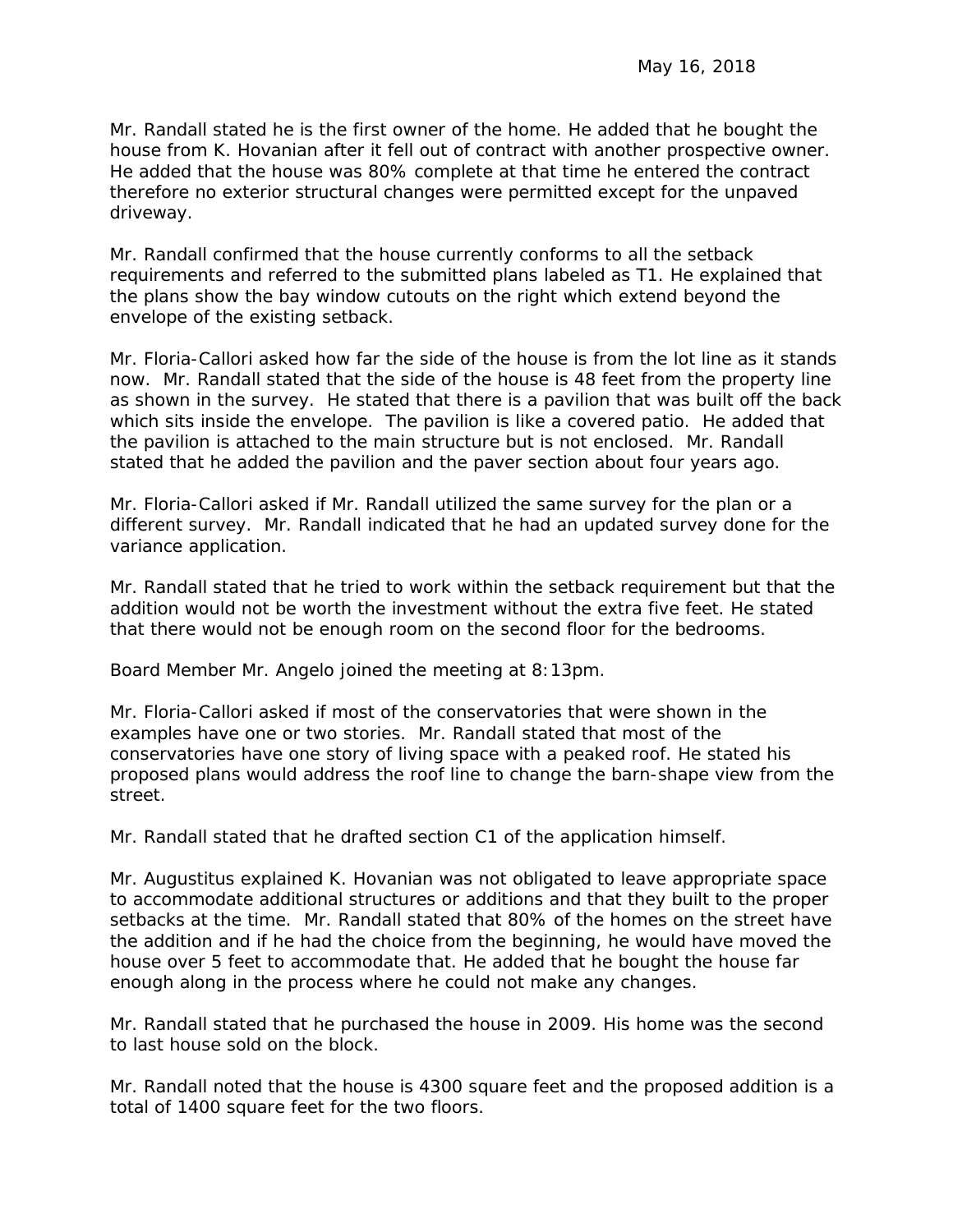Mr. Randall stated he is the first owner of the home. He added that he bought the house from K. Hovanian after it fell out of contract with another prospective owner. He added that the house was 80% complete at that time he entered the contract therefore no exterior structural changes were permitted except for the unpaved driveway.

Mr. Randall confirmed that the house currently conforms to all the setback requirements and referred to the submitted plans labeled as T1. He explained that the plans show the bay window cutouts on the right which extend beyond the envelope of the existing setback.

Mr. Floria-Callori asked how far the side of the house is from the lot line as it stands now. Mr. Randall stated that the side of the house is 48 feet from the property line as shown in the survey. He stated that there is a pavilion that was built off the back which sits inside the envelope. The pavilion is like a covered patio. He added that the pavilion is attached to the main structure but is not enclosed. Mr. Randall stated that he added the pavilion and the paver section about four years ago.

Mr. Floria-Callori asked if Mr. Randall utilized the same survey for the plan or a different survey. Mr. Randall indicated that he had an updated survey done for the variance application.

Mr. Randall stated that he tried to work within the setback requirement but that the addition would not be worth the investment without the extra five feet. He stated that there would not be enough room on the second floor for the bedrooms.

Board Member Mr. Angelo joined the meeting at 8:13pm.

Mr. Floria-Callori asked if most of the conservatories that were shown in the examples have one or two stories. Mr. Randall stated that most of the conservatories have one story of living space with a peaked roof. He stated his proposed plans would address the roof line to change the barn-shape view from the street.

Mr. Randall stated that he drafted section C1 of the application himself.

Mr. Augustitus explained K. Hovanian was not obligated to leave appropriate space to accommodate additional structures or additions and that they built to the proper setbacks at the time. Mr. Randall stated that 80% of the homes on the street have the addition and if he had the choice from the beginning, he would have moved the house over 5 feet to accommodate that. He added that he bought the house far enough along in the process where he could not make any changes.

Mr. Randall stated that he purchased the house in 2009. His home was the second to last house sold on the block.

Mr. Randall noted that the house is 4300 square feet and the proposed addition is a total of 1400 square feet for the two floors.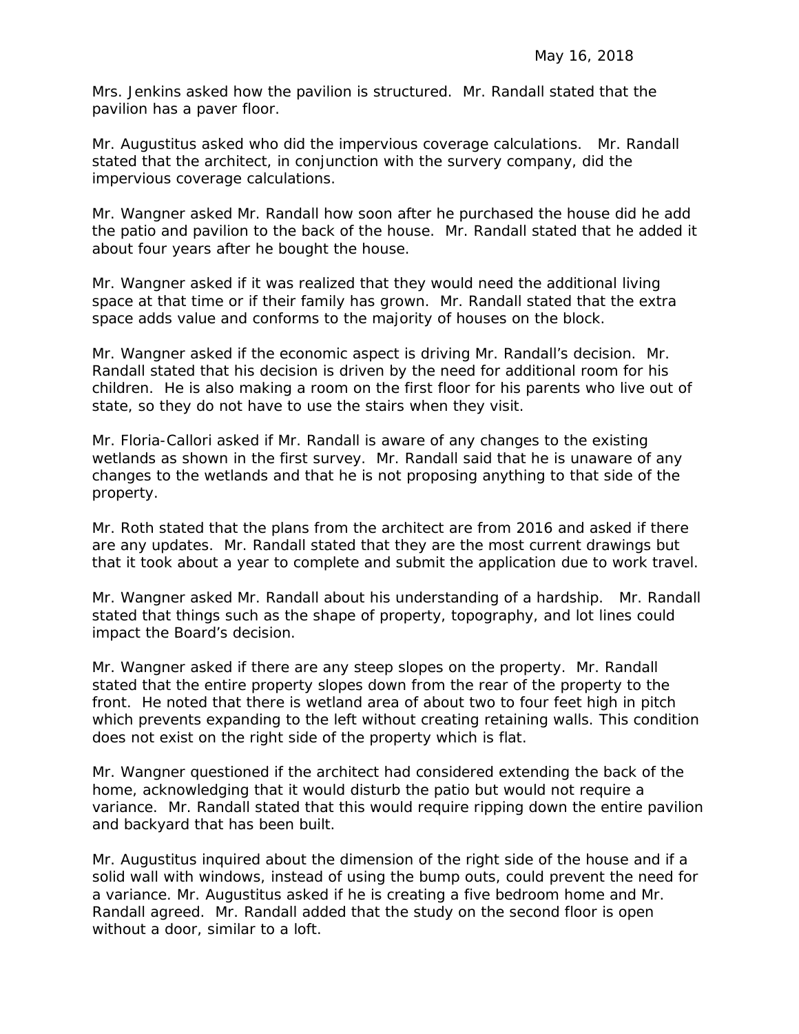Mrs. Jenkins asked how the pavilion is structured. Mr. Randall stated that the pavilion has a paver floor.

Mr. Augustitus asked who did the impervious coverage calculations. Mr. Randall stated that the architect, in conjunction with the survery company, did the impervious coverage calculations.

Mr. Wangner asked Mr. Randall how soon after he purchased the house did he add the patio and pavilion to the back of the house. Mr. Randall stated that he added it about four years after he bought the house.

Mr. Wangner asked if it was realized that they would need the additional living space at that time or if their family has grown. Mr. Randall stated that the extra space adds value and conforms to the majority of houses on the block.

Mr. Wangner asked if the economic aspect is driving Mr. Randall's decision. Mr. Randall stated that his decision is driven by the need for additional room for his children. He is also making a room on the first floor for his parents who live out of state, so they do not have to use the stairs when they visit.

Mr. Floria-Callori asked if Mr. Randall is aware of any changes to the existing wetlands as shown in the first survey. Mr. Randall said that he is unaware of any changes to the wetlands and that he is not proposing anything to that side of the property.

Mr. Roth stated that the plans from the architect are from 2016 and asked if there are any updates. Mr. Randall stated that they are the most current drawings but that it took about a year to complete and submit the application due to work travel.

Mr. Wangner asked Mr. Randall about his understanding of a hardship. Mr. Randall stated that things such as the shape of property, topography, and lot lines could impact the Board's decision.

Mr. Wangner asked if there are any steep slopes on the property. Mr. Randall stated that the entire property slopes down from the rear of the property to the front. He noted that there is wetland area of about two to four feet high in pitch which prevents expanding to the left without creating retaining walls. This condition does not exist on the right side of the property which is flat.

Mr. Wangner questioned if the architect had considered extending the back of the home, acknowledging that it would disturb the patio but would not require a variance. Mr. Randall stated that this would require ripping down the entire pavilion and backyard that has been built.

Mr. Augustitus inquired about the dimension of the right side of the house and if a solid wall with windows, instead of using the bump outs, could prevent the need for a variance. Mr. Augustitus asked if he is creating a five bedroom home and Mr. Randall agreed. Mr. Randall added that the study on the second floor is open without a door, similar to a loft.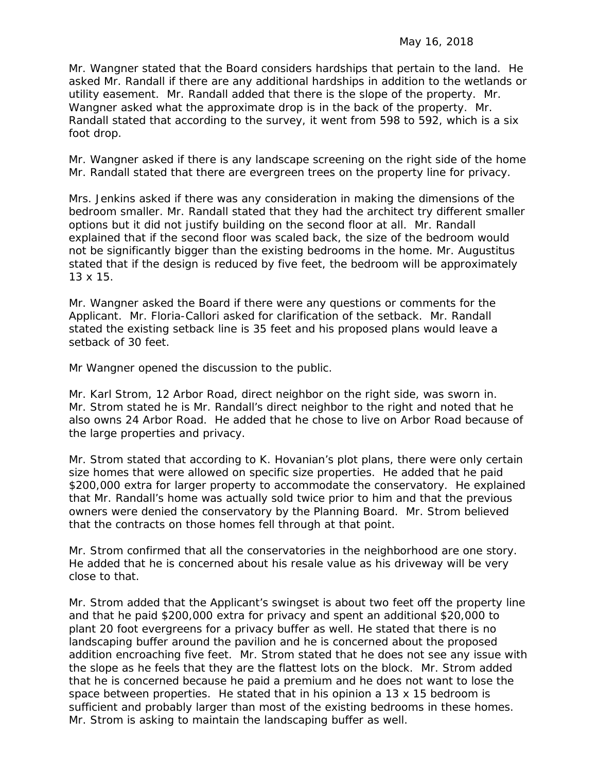Mr. Wangner stated that the Board considers hardships that pertain to the land. He asked Mr. Randall if there are any additional hardships in addition to the wetlands or utility easement. Mr. Randall added that there is the slope of the property. Mr. Wangner asked what the approximate drop is in the back of the property. Mr. Randall stated that according to the survey, it went from 598 to 592, which is a six foot drop.

Mr. Wangner asked if there is any landscape screening on the right side of the home Mr. Randall stated that there are evergreen trees on the property line for privacy.

Mrs. Jenkins asked if there was any consideration in making the dimensions of the bedroom smaller. Mr. Randall stated that they had the architect try different smaller options but it did not justify building on the second floor at all. Mr. Randall explained that if the second floor was scaled back, the size of the bedroom would not be significantly bigger than the existing bedrooms in the home. Mr. Augustitus stated that if the design is reduced by five feet, the bedroom will be approximately 13 x 15.

Mr. Wangner asked the Board if there were any questions or comments for the Applicant. Mr. Floria-Callori asked for clarification of the setback. Mr. Randall stated the existing setback line is 35 feet and his proposed plans would leave a setback of 30 feet.

Mr Wangner opened the discussion to the public.

Mr. Karl Strom, 12 Arbor Road, direct neighbor on the right side, was sworn in. Mr. Strom stated he is Mr. Randall's direct neighbor to the right and noted that he also owns 24 Arbor Road. He added that he chose to live on Arbor Road because of the large properties and privacy.

Mr. Strom stated that according to K. Hovanian's plot plans, there were only certain size homes that were allowed on specific size properties. He added that he paid $200,000 extra for larger property to accommodate the conservatory. He explained that Mr. Randall's home was actually sold twice prior to him and that the previous owners were denied the conservatory by the Planning Board. Mr. Strom believed that the contracts on those homes fell through at that point.

Mr. Strom confirmed that all the conservatories in the neighborhood are one story. He added that he is concerned about his resale value as his driveway will be very close to that.

Mr. Strom added that the Applicant's swingset is about two feet off the property line and that he paid $200,000 extra for privacy and spent an additional $20,000 to plant 20 foot evergreens for a privacy buffer as well. He stated that there is no landscaping buffer around the pavilion and he is concerned about the proposed addition encroaching five feet. Mr. Strom stated that he does not see any issue with the slope as he feels that they are the flattest lots on the block. Mr. Strom added that he is concerned because he paid a premium and he does not want to lose the space between properties. He stated that in his opinion a 13 x 15 bedroom is sufficient and probably larger than most of the existing bedrooms in these homes. Mr. Strom is asking to maintain the landscaping buffer as well.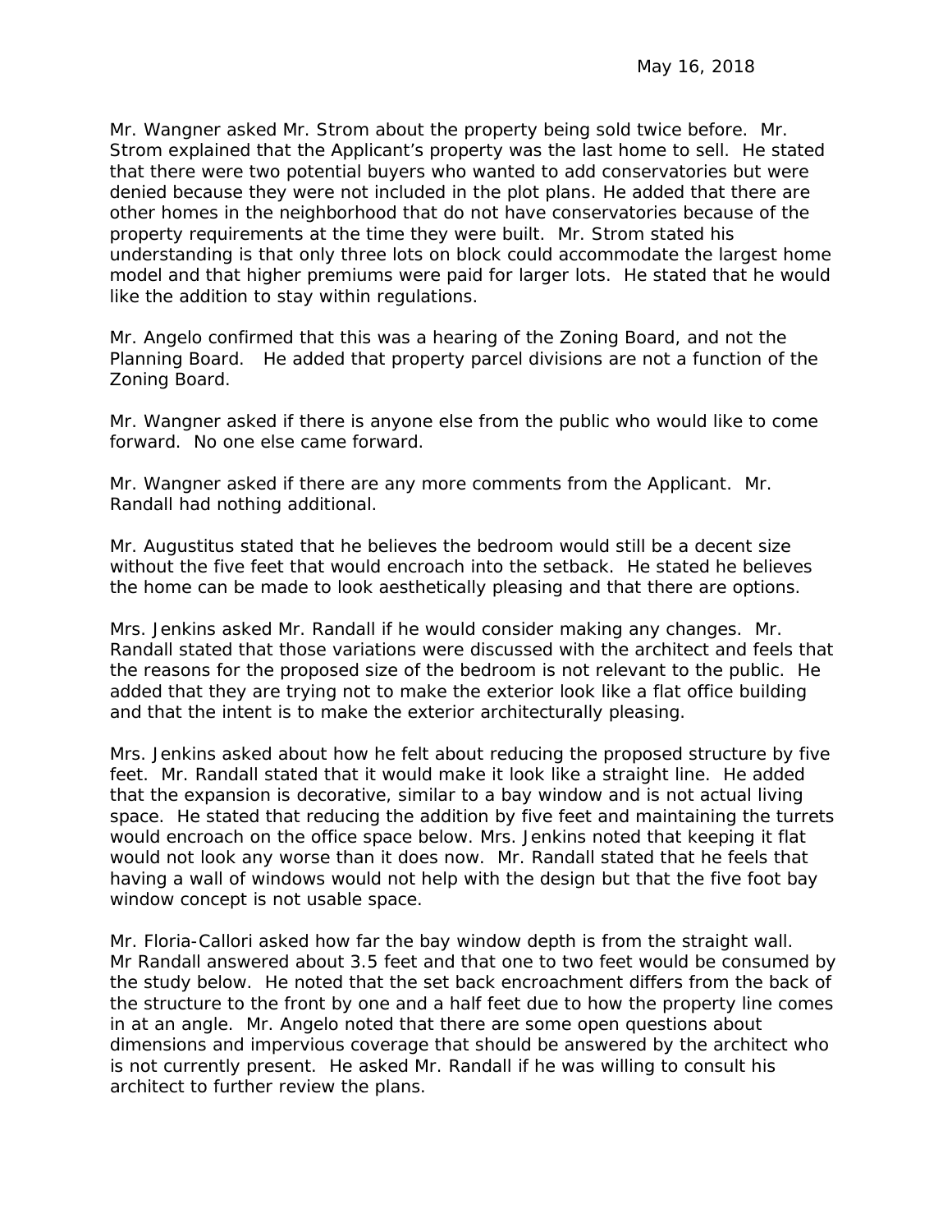Mr. Wangner asked Mr. Strom about the property being sold twice before. Mr. Strom explained that the Applicant's property was the last home to sell. He stated that there were two potential buyers who wanted to add conservatories but were denied because they were not included in the plot plans. He added that there are other homes in the neighborhood that do not have conservatories because of the property requirements at the time they were built. Mr. Strom stated his understanding is that only three lots on block could accommodate the largest home model and that higher premiums were paid for larger lots. He stated that he would like the addition to stay within regulations.

Mr. Angelo confirmed that this was a hearing of the Zoning Board, and not the Planning Board. He added that property parcel divisions are not a function of the Zoning Board.

Mr. Wangner asked if there is anyone else from the public who would like to come forward. No one else came forward.

Mr. Wangner asked if there are any more comments from the Applicant. Mr. Randall had nothing additional.

Mr. Augustitus stated that he believes the bedroom would still be a decent size without the five feet that would encroach into the setback. He stated he believes the home can be made to look aesthetically pleasing and that there are options.

Mrs. Jenkins asked Mr. Randall if he would consider making any changes. Mr. Randall stated that those variations were discussed with the architect and feels that the reasons for the proposed size of the bedroom is not relevant to the public. He added that they are trying not to make the exterior look like a flat office building and that the intent is to make the exterior architecturally pleasing.

Mrs. Jenkins asked about how he felt about reducing the proposed structure by five feet. Mr. Randall stated that it would make it look like a straight line. He added that the expansion is decorative, similar to a bay window and is not actual living space. He stated that reducing the addition by five feet and maintaining the turrets would encroach on the office space below. Mrs. Jenkins noted that keeping it flat would not look any worse than it does now. Mr. Randall stated that he feels that having a wall of windows would not help with the design but that the five foot bay window concept is not usable space.

Mr. Floria-Callori asked how far the bay window depth is from the straight wall. Mr Randall answered about 3.5 feet and that one to two feet would be consumed by the study below. He noted that the set back encroachment differs from the back of the structure to the front by one and a half feet due to how the property line comes in at an angle. Mr. Angelo noted that there are some open questions about dimensions and impervious coverage that should be answered by the architect who is not currently present. He asked Mr. Randall if he was willing to consult his architect to further review the plans.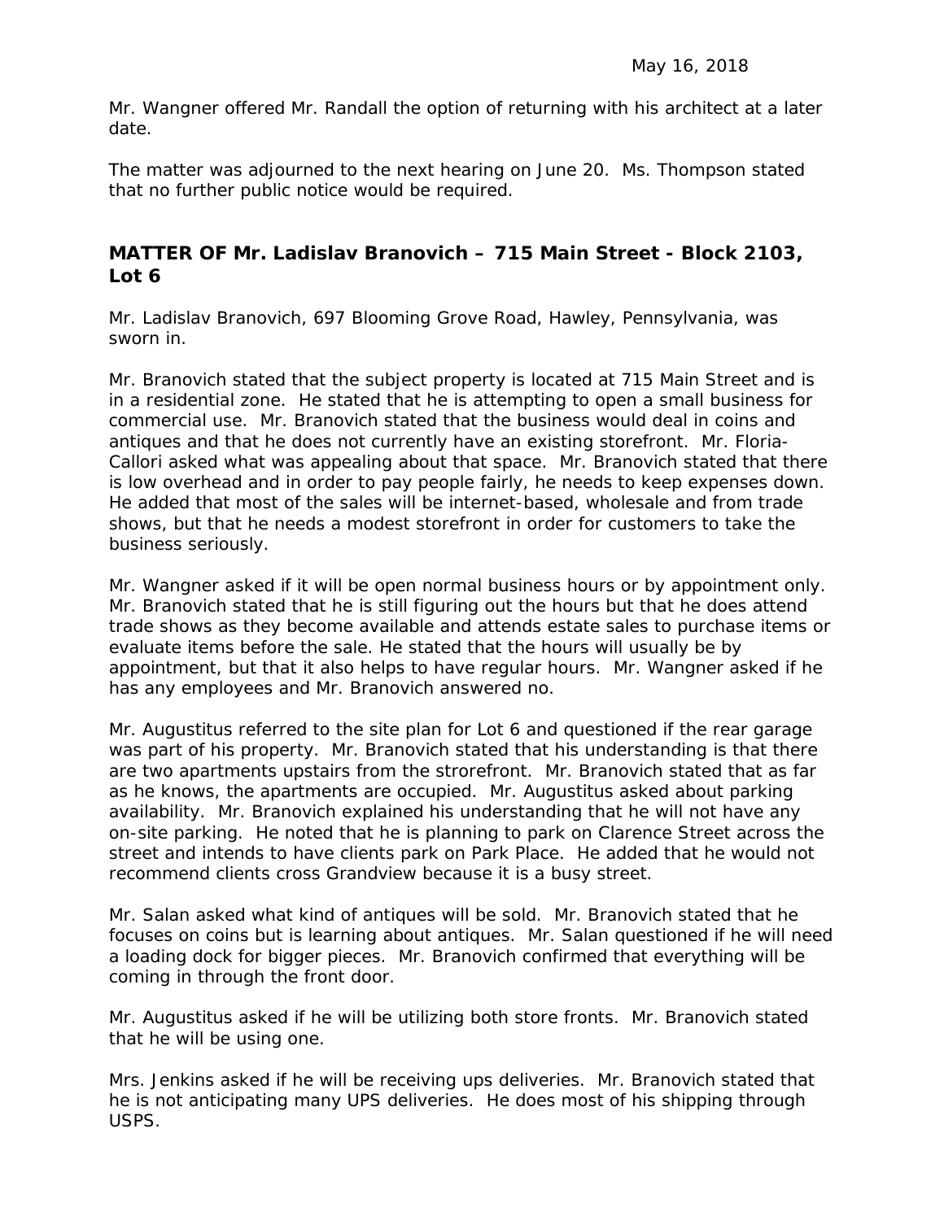Mr. Wangner offered Mr. Randall the option of returning with his architect at a later date.

The matter was adjourned to the next hearing on June 20. Ms. Thompson stated that no further public notice would be required.

## MATTER OF Mr. Ladislav Branovich – 715 Main Street - Block 2103, Lot 6

Mr. Ladislav Branovich, 697 Blooming Grove Road, Hawley, Pennsylvania, was sworn in.

Mr. Branovich stated that the subject property is located at 715 Main Street and is in a residential zone. He stated that he is attempting to open a small business for commercial use. Mr. Branovich stated that the business would deal in coins and antiques and that he does not currently have an existing storefront. Mr. Floria-Callori asked what was appealing about that space. Mr. Branovich stated that there is low overhead and in order to pay people fairly, he needs to keep expenses down. He added that most of the sales will be internet-based, wholesale and from trade shows, but that he needs a modest storefront in order for customers to take the business seriously.

Mr. Wangner asked if it will be open normal business hours or by appointment only. Mr. Branovich stated that he is still figuring out the hours but that he does attend trade shows as they become available and attends estate sales to purchase items or evaluate items before the sale. He stated that the hours will usually be by appointment, but that it also helps to have regular hours. Mr. Wangner asked if he has any employees and Mr. Branovich answered no.

Mr. Augustitus referred to the site plan for Lot 6 and questioned if the rear garage was part of his property. Mr. Branovich stated that his understanding is that there are two apartments upstairs from the strorefront. Mr. Branovich stated that as far as he knows, the apartments are occupied. Mr. Augustitus asked about parking availability. Mr. Branovich explained his understanding that he will not have any on-site parking. He noted that he is planning to park on Clarence Street across the street and intends to have clients park on Park Place. He added that he would not recommend clients cross Grandview because it is a busy street.

Mr. Salan asked what kind of antiques will be sold. Mr. Branovich stated that he focuses on coins but is learning about antiques. Mr. Salan questioned if he will need a loading dock for bigger pieces. Mr. Branovich confirmed that everything will be coming in through the front door.

Mr. Augustitus asked if he will be utilizing both store fronts. Mr. Branovich stated that he will be using one.

Mrs. Jenkins asked if he will be receiving ups deliveries. Mr. Branovich stated that he is not anticipating many UPS deliveries. He does most of his shipping through USPS.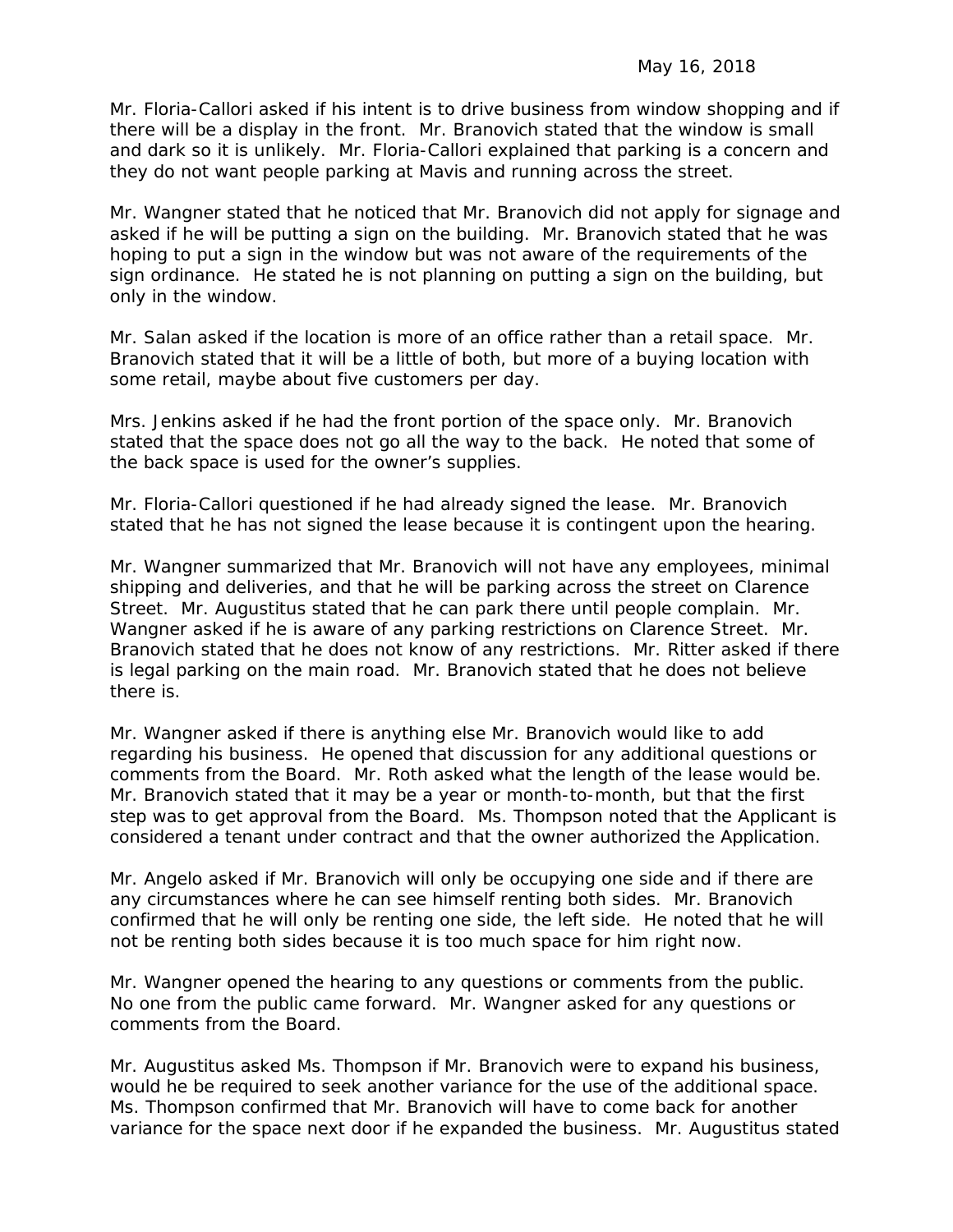Mr. Floria-Callori asked if his intent is to drive business from window shopping and if there will be a display in the front. Mr. Branovich stated that the window is small and dark so it is unlikely. Mr. Floria-Callori explained that parking is a concern and they do not want people parking at Mavis and running across the street.

Mr. Wangner stated that he noticed that Mr. Branovich did not apply for signage and asked if he will be putting a sign on the building. Mr. Branovich stated that he was hoping to put a sign in the window but was not aware of the requirements of the sign ordinance. He stated he is not planning on putting a sign on the building, but only in the window.

Mr. Salan asked if the location is more of an office rather than a retail space. Mr. Branovich stated that it will be a little of both, but more of a buying location with some retail, maybe about five customers per day.

Mrs. Jenkins asked if he had the front portion of the space only. Mr. Branovich stated that the space does not go all the way to the back. He noted that some of the back space is used for the owner's supplies.

Mr. Floria-Callori questioned if he had already signed the lease. Mr. Branovich stated that he has not signed the lease because it is contingent upon the hearing.

Mr. Wangner summarized that Mr. Branovich will not have any employees, minimal shipping and deliveries, and that he will be parking across the street on Clarence Street. Mr. Augustitus stated that he can park there until people complain. Mr. Wangner asked if he is aware of any parking restrictions on Clarence Street. Mr. Branovich stated that he does not know of any restrictions. Mr. Ritter asked if there is legal parking on the main road. Mr. Branovich stated that he does not believe there is.

Mr. Wangner asked if there is anything else Mr. Branovich would like to add regarding his business. He opened that discussion for any additional questions or comments from the Board. Mr. Roth asked what the length of the lease would be. Mr. Branovich stated that it may be a year or month-to-month, but that the first step was to get approval from the Board. Ms. Thompson noted that the Applicant is considered a tenant under contract and that the owner authorized the Application.

Mr. Angelo asked if Mr. Branovich will only be occupying one side and if there are any circumstances where he can see himself renting both sides. Mr. Branovich confirmed that he will only be renting one side, the left side. He noted that he will not be renting both sides because it is too much space for him right now.

Mr. Wangner opened the hearing to any questions or comments from the public. No one from the public came forward. Mr. Wangner asked for any questions or comments from the Board.

Mr. Augustitus asked Ms. Thompson if Mr. Branovich were to expand his business, would he be required to seek another variance for the use of the additional space. Ms. Thompson confirmed that Mr. Branovich will have to come back for another variance for the space next door if he expanded the business. Mr. Augustitus stated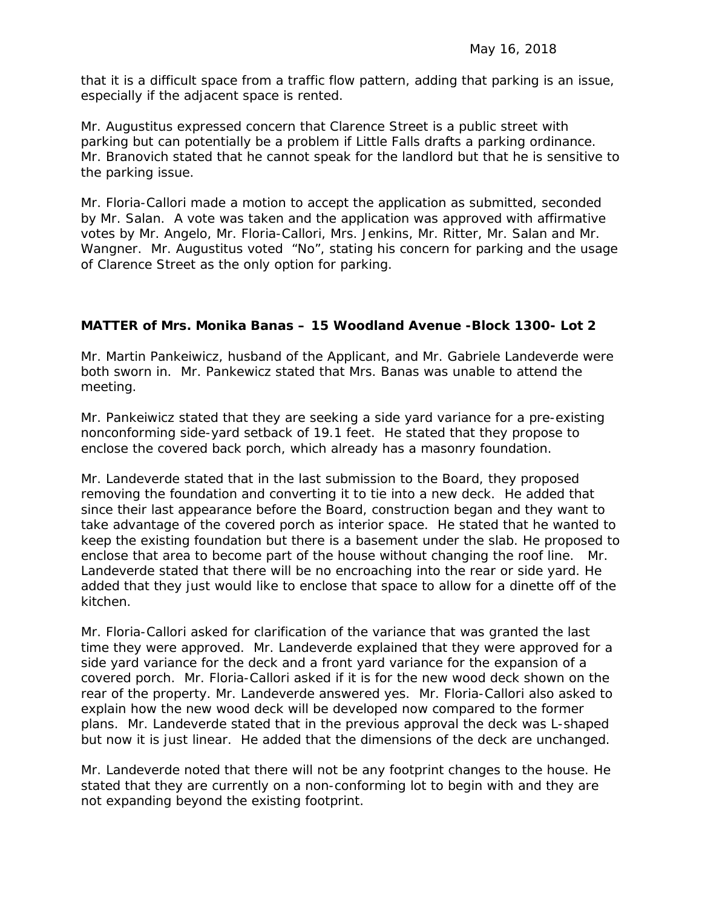that it is a difficult space from a traffic flow pattern, adding that parking is an issue, especially if the adjacent space is rented.

Mr. Augustitus expressed concern that Clarence Street is a public street with parking but can potentially be a problem if Little Falls drafts a parking ordinance. Mr. Branovich stated that he cannot speak for the landlord but that he is sensitive to the parking issue.

Mr. Floria-Callori made a motion to accept the application as submitted, seconded by Mr. Salan. A vote was taken and the application was approved with affirmative votes by Mr. Angelo, Mr. Floria-Callori, Mrs. Jenkins, Mr. Ritter, Mr. Salan and Mr. Wangner. Mr. Augustitus voted "No", stating his concern for parking and the usage of Clarence Street as the only option for parking.

**MATTER of Mrs. Monika Banas – 15 Woodland Avenue -Block 1300- Lot 2**

Mr. Martin Pankeiwicz, husband of the Applicant, and Mr. Gabriele Landeverde were both sworn in. Mr. Pankewicz stated that Mrs. Banas was unable to attend the meeting.

Mr. Pankeiwicz stated that they are seeking a side yard variance for a pre-existing nonconforming side-yard setback of 19.1 feet. He stated that they propose to enclose the covered back porch, which already has a masonry foundation.

Mr. Landeverde stated that in the last submission to the Board, they proposed removing the foundation and converting it to tie into a new deck. He added that since their last appearance before the Board, construction began and they want to take advantage of the covered porch as interior space. He stated that he wanted to keep the existing foundation but there is a basement under the slab. He proposed to enclose that area to become part of the house without changing the roof line. Mr. Landeverde stated that there will be no encroaching into the rear or side yard. He added that they just would like to enclose that space to allow for a dinette off of the kitchen.

Mr. Floria-Callori asked for clarification of the variance that was granted the last time they were approved. Mr. Landeverde explained that they were approved for a side yard variance for the deck and a front yard variance for the expansion of a covered porch. Mr. Floria-Callori asked if it is for the new wood deck shown on the rear of the property. Mr. Landeverde answered yes. Mr. Floria-Callori also asked to explain how the new wood deck will be developed now compared to the former plans. Mr. Landeverde stated that in the previous approval the deck was L-shaped but now it is just linear. He added that the dimensions of the deck are unchanged.

Mr. Landeverde noted that there will not be any footprint changes to the house. He stated that they are currently on a non-conforming lot to begin with and they are not expanding beyond the existing footprint.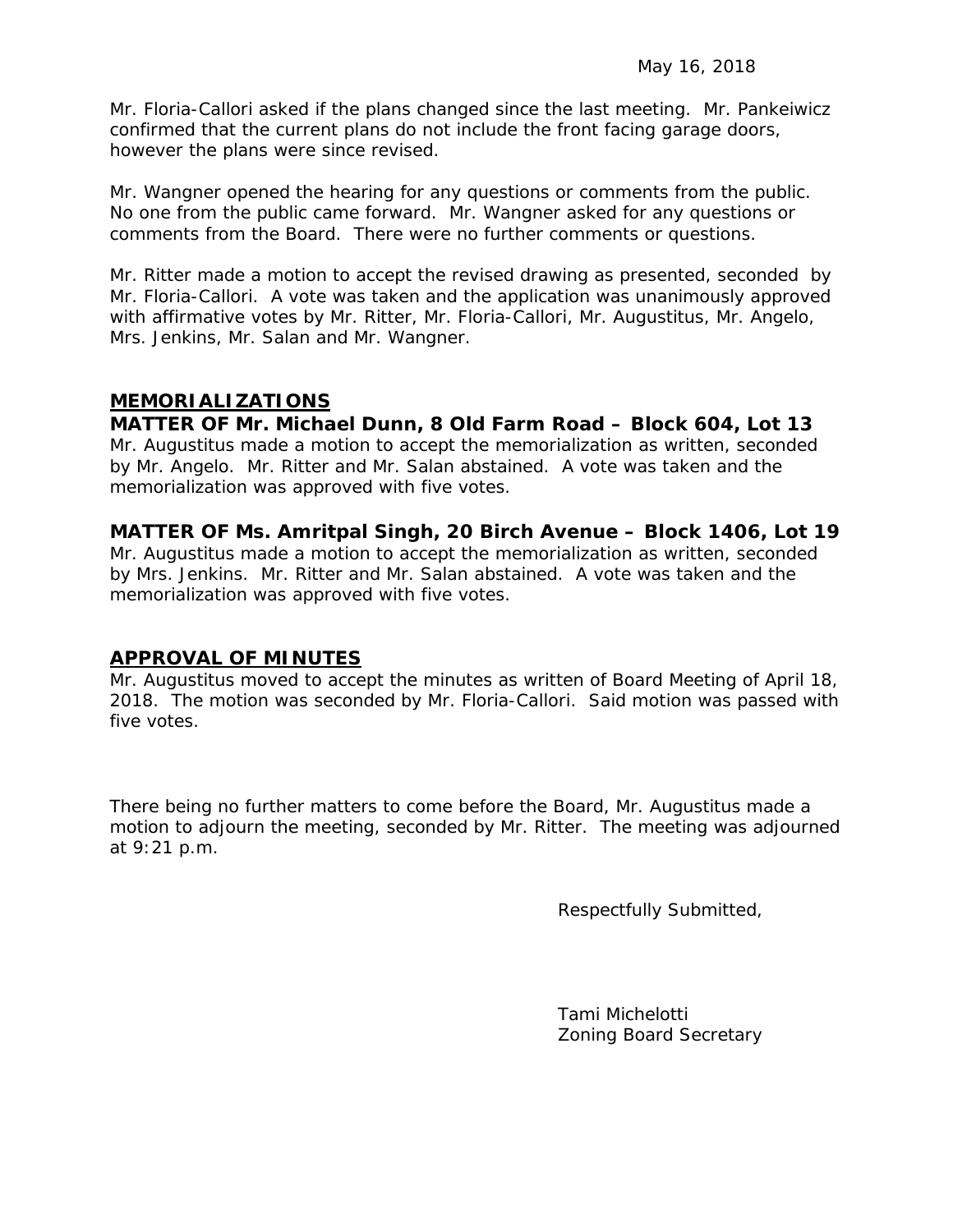May 16, 2018

Mr. Floria-Callori asked if the plans changed since the last meeting. Mr. Pankeiwicz confirmed that the current plans do not include the front facing garage doors, however the plans were since revised.

Mr. Wangner opened the hearing for any questions or comments from the public. No one from the public came forward. Mr. Wangner asked for any questions or comments from the Board. There were no further comments or questions.

Mr. Ritter made a motion to accept the revised drawing as presented, seconded by Mr. Floria-Callori. A vote was taken and the application was unanimously approved with affirmative votes by Mr. Ritter, Mr. Floria-Callori, Mr. Augustitus, Mr. Angelo, Mrs. Jenkins, Mr. Salan and Mr. Wangner.

## MEMORIALIZATIONS

**MATTER OF Mr. Michael Dunn, 8 Old Farm Road – Block 604, Lot 13**

Mr. Augustitus made a motion to accept the memorialization as written, seconded by Mr. Angelo. Mr. Ritter and Mr. Salan abstained. A vote was taken and the memorialization was approved with five votes.

**MATTER OF Ms. Amritpal Singh, 20 Birch Avenue – Block 1406, Lot 19**

Mr. Augustitus made a motion to accept the memorialization as written, seconded by Mrs. Jenkins. Mr. Ritter and Mr. Salan abstained. A vote was taken and the memorialization was approved with five votes.

## APPROVAL OF MINUTES

Mr. Augustitus moved to accept the minutes as written of Board Meeting of April 18, 2018. The motion was seconded by Mr. Floria-Callori. Said motion was passed with five votes.

There being no further matters to come before the Board, Mr. Augustitus made a motion to adjourn the meeting, seconded by Mr. Ritter. The meeting was adjourned at 9:21 p.m.

Respectfully Submitted,

Tami Michelotti
Zoning Board Secretary